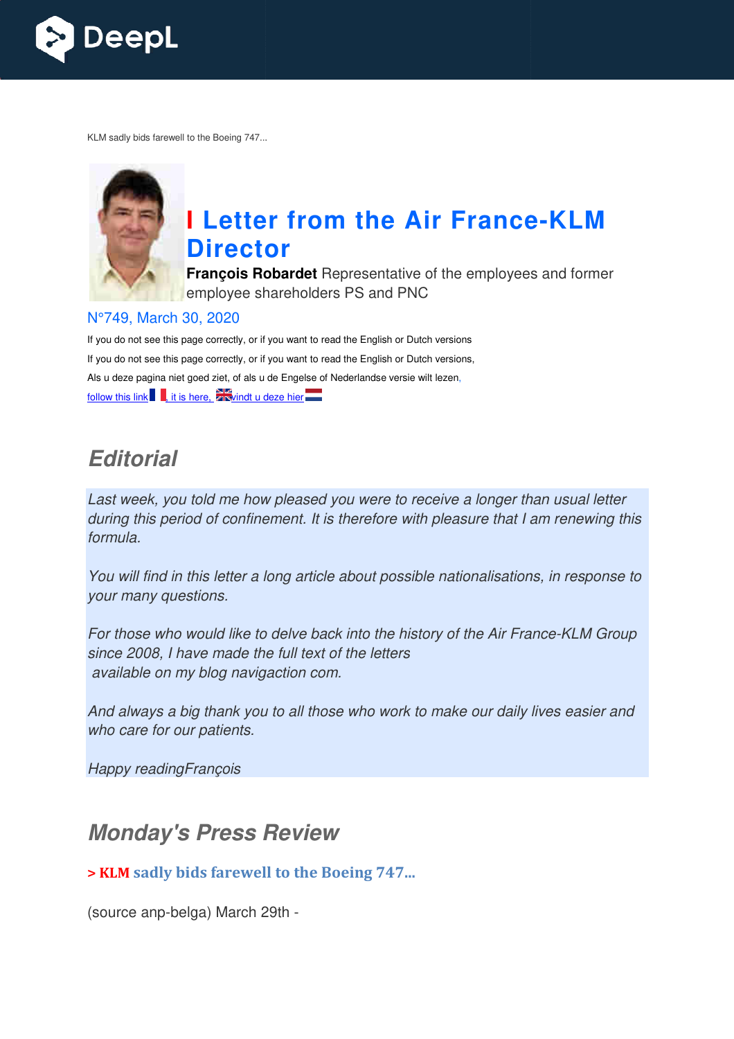KLM sadly bids farewell to the Boeing 747...

# I Letter from the Air France-KLM Director

**François Robardet** Representative of the employees and former employee shareholders PS and PNC

N°749, March 30, 2020

If you do not see this page correctly, or if you want to read the English or Dutch versions

If you do not see this page correctly, or if you want to read the English or Dutch versions,

Als u deze pagina niet goed ziet, of als u de Engelse of Nederlandse versie wilt lezen,

follow this link, it is here, vindt u deze hier

## Editorial

*Last week, you told me how pleased you were to receive a longer than usual letter during this period of confinement. It is therefore with pleasure that I am renewing this formula.*

*You will find in this letter a long article about possible nationalisations, in response to your many questions.*

*For those who would like to delve back into the history of the Air France-KLM Group since 2008, I have made the full text of the letters available on my blog navigaction com.*

*And always a big thank you to all those who work to make our daily lives easier and who care for our patients.*

*Happy readingFrançois*

## Monday's Press Review

### > KLM sadly bids farewell to the Boeing 747...

(source anp-belga) March 29th -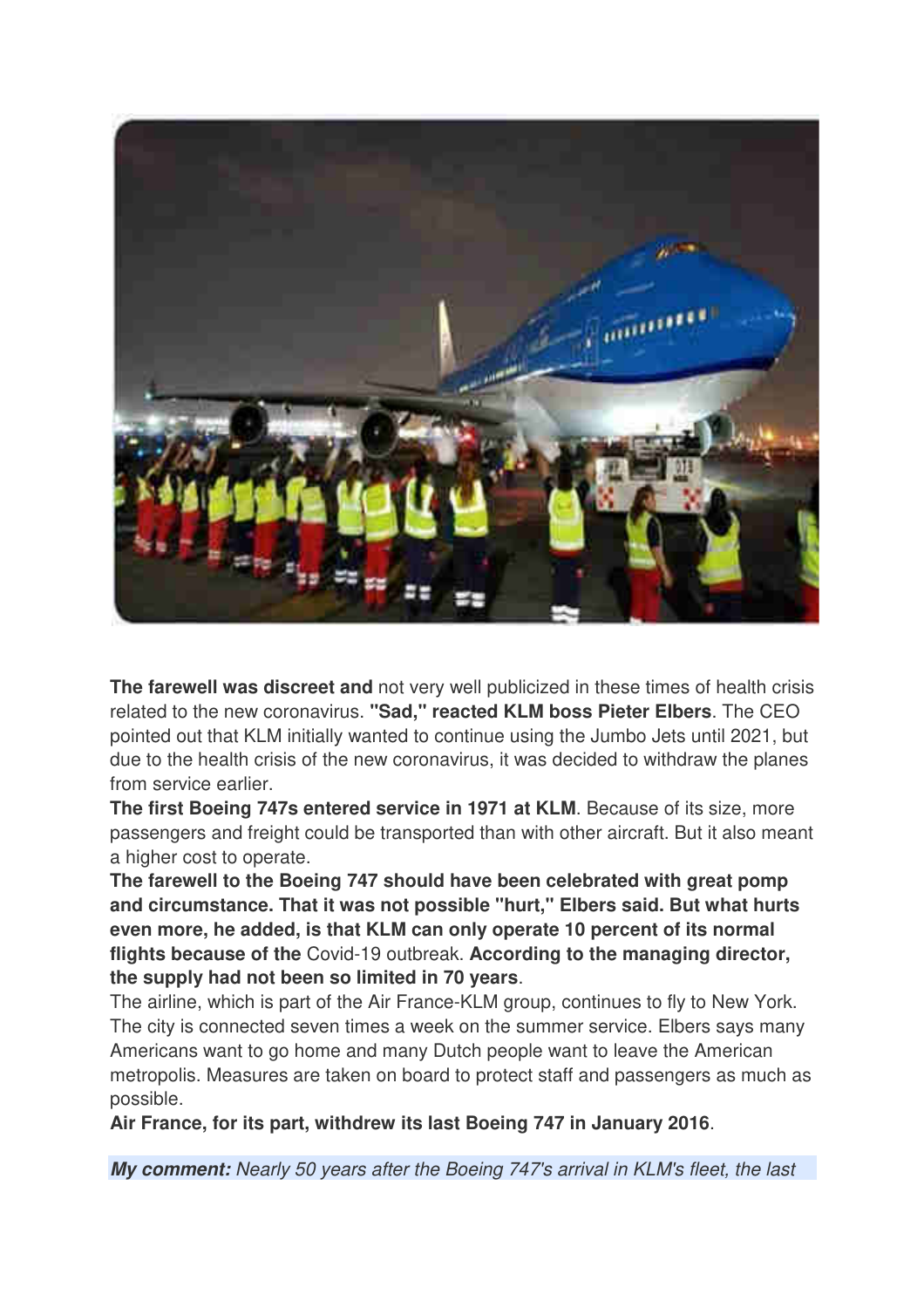**The farewell was discreet and** not very well publicized in these times of health crisis related to the new coronavirus. **"Sad," reacted KLM boss Pieter Elbers**. The CEO pointed out that KLM initially wanted to continue using the Jumbo Jets until 2021, but due to the health crisis of the new coronavirus, it was decided to withdraw the planes from service earlier.

**The first Boeing 747s entered service in 1971 at KLM**. Because of its size, more passengers and freight could be transported than with other aircraft. But it also meant a higher cost to operate.

**The farewell to the Boeing 747 should have been celebrated with great pomp and circumstance. That it was not possible "hurt," Elbers said. But what hurts even more, he added, is that KLM can only operate 10 percent of its normal flights because of the** Covid-19 outbreak. **According to the managing director, the supply had not been so limited in 70 years**.

The airline, which is part of the Air France-KLM group, continues to fly to New York. The city is connected seven times a week on the summer service. Elbers says many Americans want to go home and many Dutch people want to leave the American metropolis. Measures are taken on board to protect staff and passengers as much as possible.

**Air France, for its part, withdrew its last Boeing 747 in January 2016**.

***My comment:*** *Nearly 50 years after the Boeing 747's arrival in KLM's fleet, the last*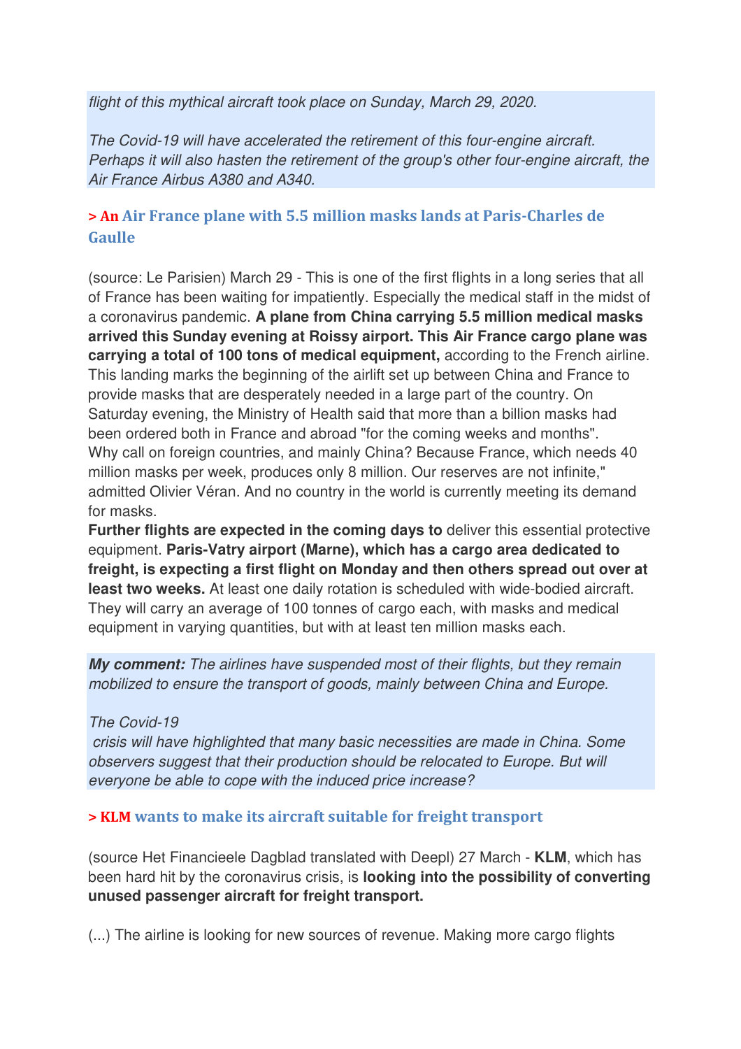*flight of this mythical aircraft took place on Sunday, March 29, 2020.*

*The Covid-19 will have accelerated the retirement of this four-engine aircraft. Perhaps it will also hasten the retirement of the group's other four-engine aircraft, the Air France Airbus A380 and A340.*

### > An Air France plane with 5.5 million masks lands at Paris-Charles de Gaulle

(source: Le Parisien) March 29 - This is one of the first flights in a long series that all of France has been waiting for impatiently. Especially the medical staff in the midst of a coronavirus pandemic. **A plane from China carrying 5.5 million medical masks arrived this Sunday evening at Roissy airport. This Air France cargo plane was carrying a total of 100 tons of medical equipment,** according to the French airline. This landing marks the beginning of the airlift set up between China and France to provide masks that are desperately needed in a large part of the country. On Saturday evening, the Ministry of Health said that more than a billion masks had been ordered both in France and abroad "for the coming weeks and months". Why call on foreign countries, and mainly China? Because France, which needs 40 million masks per week, produces only 8 million. Our reserves are not infinite," admitted Olivier Véran. And no country in the world is currently meeting its demand for masks.
**Further flights are expected in the coming days to** deliver this essential protective equipment. **Paris-Vatry airport (Marne), which has a cargo area dedicated to freight, is expecting a first flight on Monday and then others spread out over at least two weeks.** At least one daily rotation is scheduled with wide-bodied aircraft. They will carry an average of 100 tonnes of cargo each, with masks and medical equipment in varying quantities, but with at least ten million masks each.

***My comment:*** *The airlines have suspended most of their flights, but they remain mobilized to ensure the transport of goods, mainly between China and Europe.*

*The Covid-19 crisis will have highlighted that many basic necessities are made in China. Some observers suggest that their production should be relocated to Europe. But will everyone be able to cope with the induced price increase?*

### > KLM wants to make its aircraft suitable for freight transport

(source Het Financieele Dagblad translated with Deepl) 27 March - **KLM**, which has been hard hit by the coronavirus crisis, is **looking into the possibility of converting unused passenger aircraft for freight transport.**

(...) The airline is looking for new sources of revenue. Making more cargo flights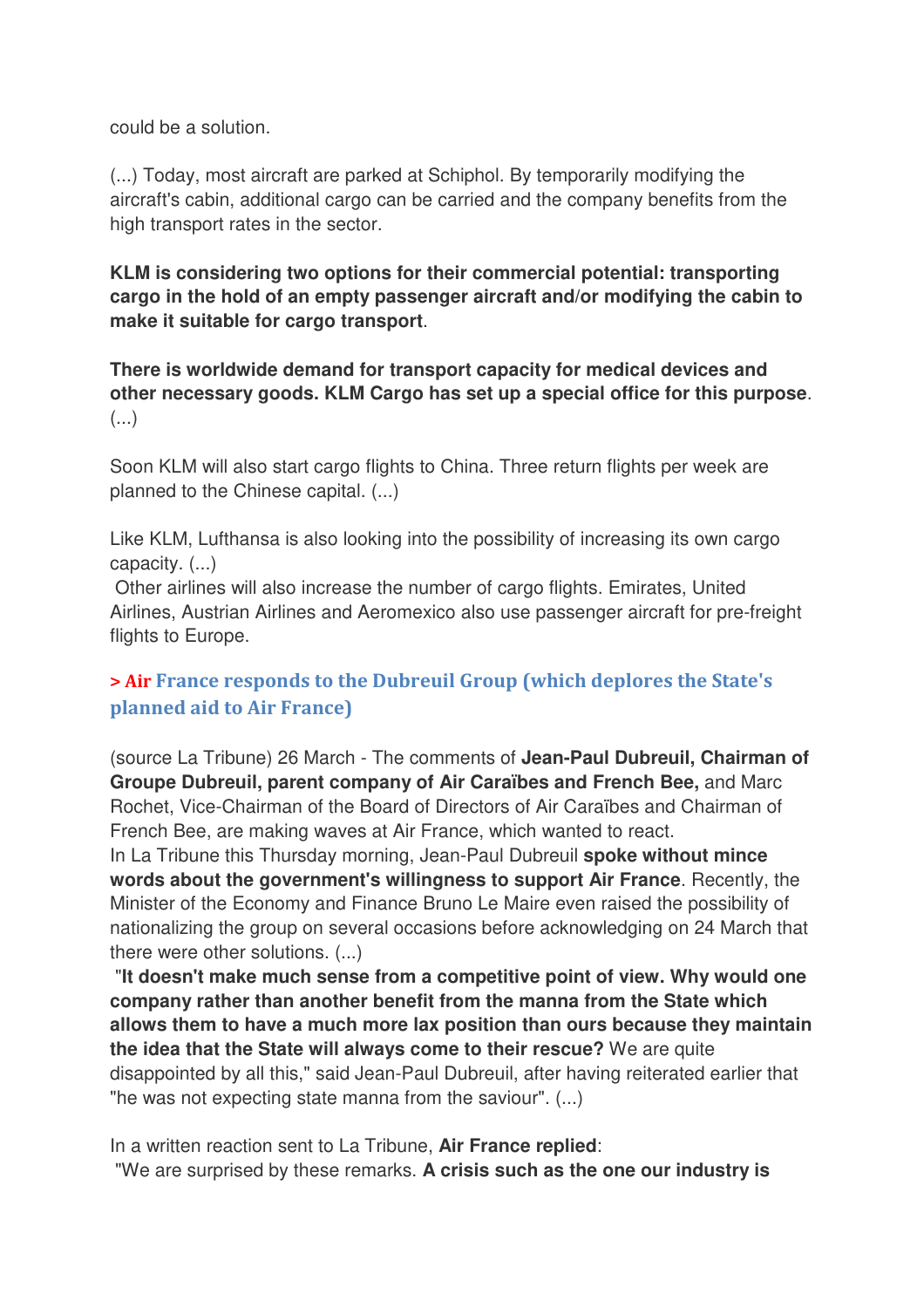could be a solution.

(...) Today, most aircraft are parked at Schiphol. By temporarily modifying the aircraft's cabin, additional cargo can be carried and the company benefits from the high transport rates in the sector.

**KLM is considering two options for their commercial potential: transporting cargo in the hold of an empty passenger aircraft and/or modifying the cabin to make it suitable for cargo transport**.

**There is worldwide demand for transport capacity for medical devices and other necessary goods. KLM Cargo has set up a special office for this purpose**. (...)

Soon KLM will also start cargo flights to China. Three return flights per week are planned to the Chinese capital. (...)

Like KLM, Lufthansa is also looking into the possibility of increasing its own cargo capacity. (...)
Other airlines will also increase the number of cargo flights. Emirates, United Airlines, Austrian Airlines and Aeromexico also use passenger aircraft for pre-freight flights to Europe.

### > Air France responds to the Dubreuil Group (which deplores the State's planned aid to Air France)

(source La Tribune) 26 March - The comments of **Jean-Paul Dubreuil, Chairman of Groupe Dubreuil, parent company of Air Caraïbes and French Bee,** and Marc Rochet, Vice-Chairman of the Board of Directors of Air Caraïbes and Chairman of French Bee, are making waves at Air France, which wanted to react.
In La Tribune this Thursday morning, Jean-Paul Dubreuil **spoke without mince words about the government's willingness to support Air France**. Recently, the Minister of the Economy and Finance Bruno Le Maire even raised the possibility of nationalizing the group on several occasions before acknowledging on 24 March that there were other solutions. (...)
"**It doesn't make much sense from a competitive point of view. Why would one company rather than another benefit from the manna from the State which allows them to have a much more lax position than ours because they maintain the idea that the State will always come to their rescue?** We are quite disappointed by all this," said Jean-Paul Dubreuil, after having reiterated earlier that "he was not expecting state manna from the saviour". (...)

In a written reaction sent to La Tribune, **Air France replied**:
"We are surprised by these remarks. **A crisis such as the one our industry is**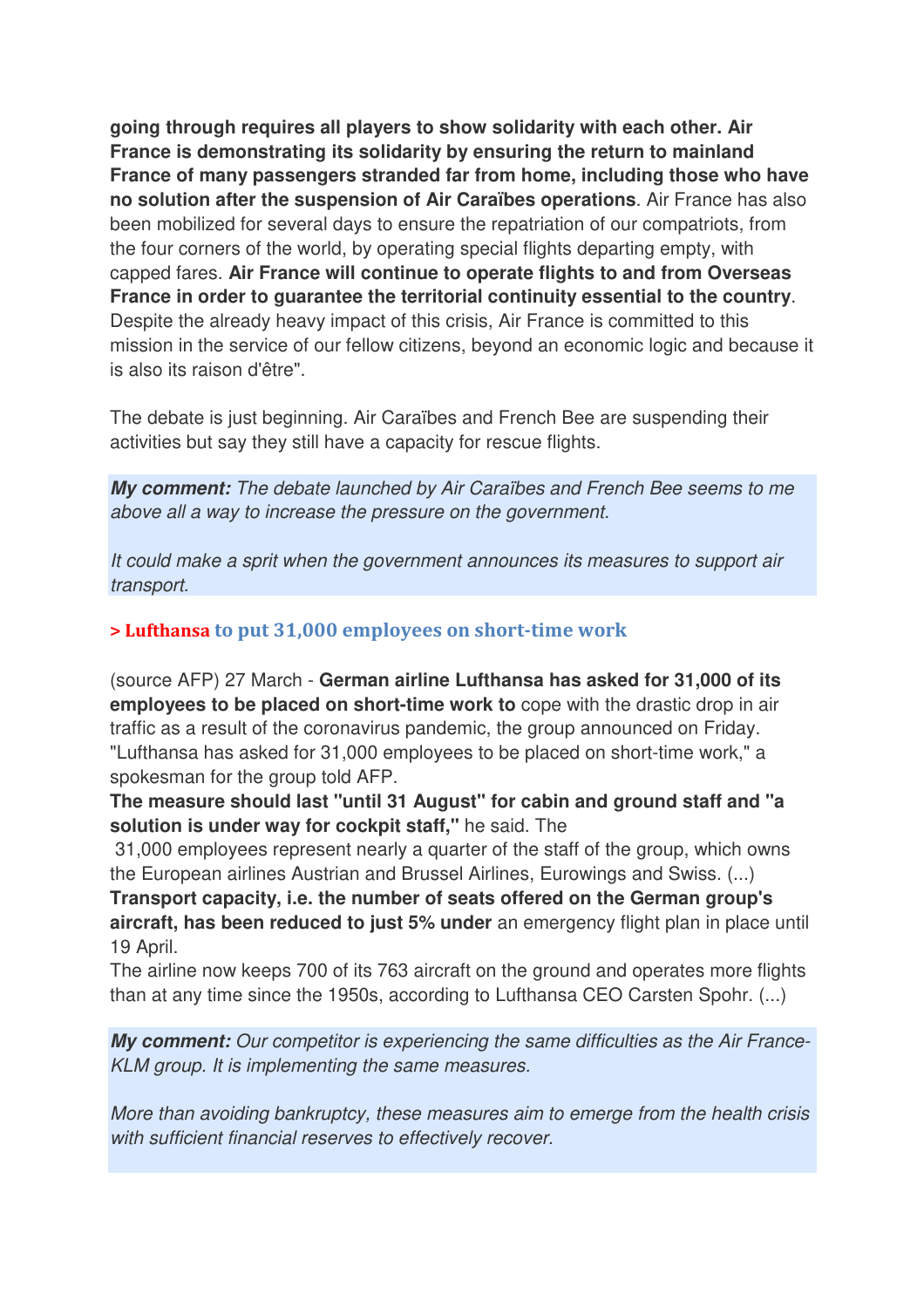**going through requires all players to show solidarity with each other. Air France is demonstrating its solidarity by ensuring the return to mainland France of many passengers stranded far from home, including those who have no solution after the suspension of Air Caraïbes operations**. Air France has also been mobilized for several days to ensure the repatriation of our compatriots, from the four corners of the world, by operating special flights departing empty, with capped fares. **Air France will continue to operate flights to and from Overseas France in order to guarantee the territorial continuity essential to the country**. Despite the already heavy impact of this crisis, Air France is committed to this mission in the service of our fellow citizens, beyond an economic logic and because it is also its raison d'être".

The debate is just beginning. Air Caraïbes and French Bee are suspending their activities but say they still have a capacity for rescue flights.

***My comment:*** *The debate launched by Air Caraïbes and French Bee seems to me above all a way to increase the pressure on the government.*

*It could make a sprit when the government announces its measures to support air transport.*

### > Lufthansa to put 31,000 employees on short-time work

(source AFP) 27 March - **German airline Lufthansa has asked for 31,000 of its employees to be placed on short-time work to** cope with the drastic drop in air traffic as a result of the coronavirus pandemic, the group announced on Friday. "Lufthansa has asked for 31,000 employees to be placed on short-time work," a spokesman for the group told AFP.

**The measure should last "until 31 August" for cabin and ground staff and "a solution is under way for cockpit staff,"** he said. The 31,000 employees represent nearly a quarter of the staff of the group, which owns the European airlines Austrian and Brussel Airlines, Eurowings and Swiss. (...)

**Transport capacity, i.e. the number of seats offered on the German group's aircraft, has been reduced to just 5% under** an emergency flight plan in place until 19 April.

The airline now keeps 700 of its 763 aircraft on the ground and operates more flights than at any time since the 1950s, according to Lufthansa CEO Carsten Spohr. (...)

***My comment:*** *Our competitor is experiencing the same difficulties as the Air France-KLM group. It is implementing the same measures.*

*More than avoiding bankruptcy, these measures aim to emerge from the health crisis with sufficient financial reserves to effectively recover.*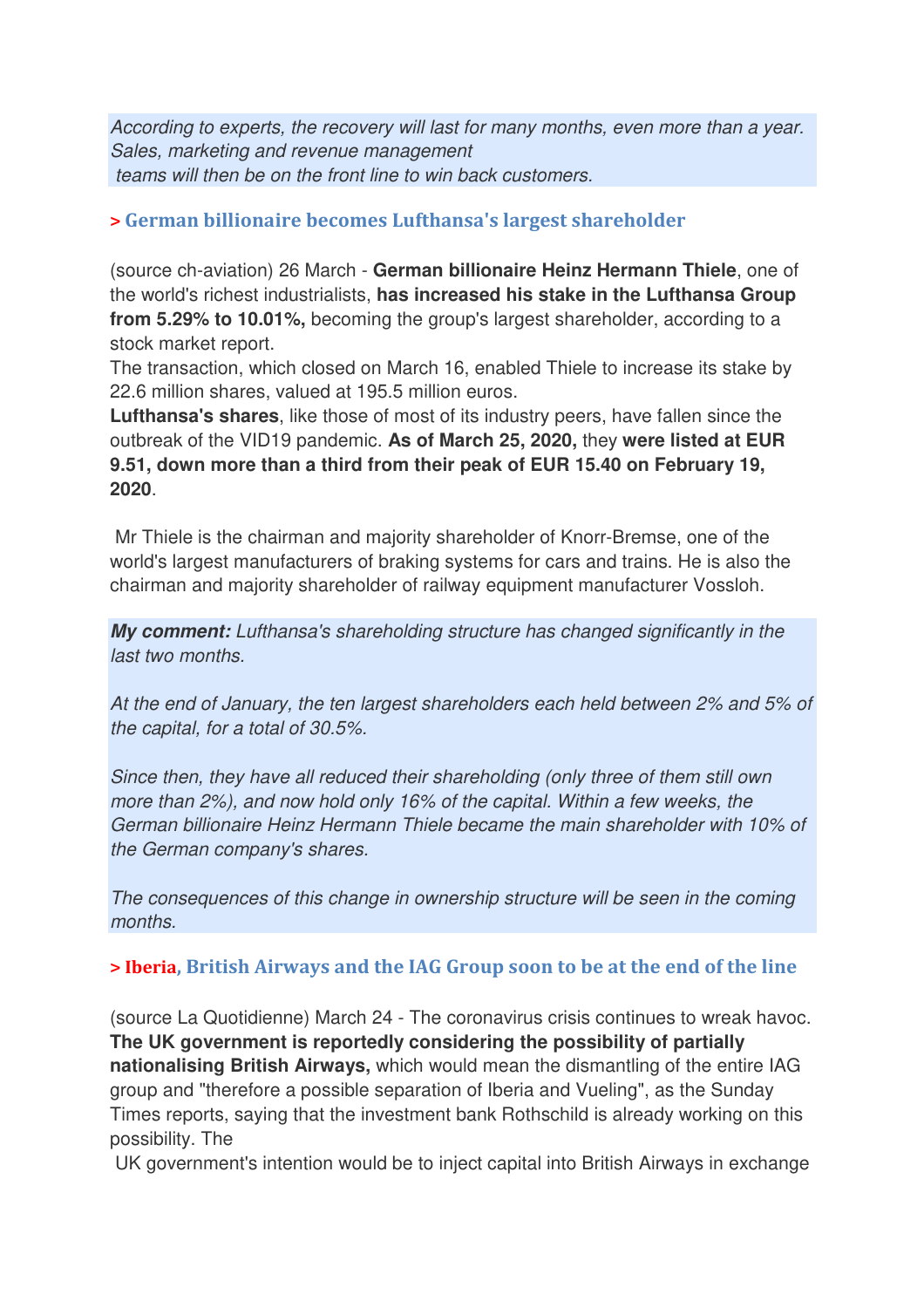*According to experts, the recovery will last for many months, even more than a year. Sales, marketing and revenue management teams will then be on the front line to win back customers.*

### > German billionaire becomes Lufthansa's largest shareholder

(source ch-aviation) 26 March - **German billionaire Heinz Hermann Thiele**, one of the world's richest industrialists, **has increased his stake in the Lufthansa Group from 5.29% to 10.01%,** becoming the group's largest shareholder, according to a stock market report.

The transaction, which closed on March 16, enabled Thiele to increase its stake by 22.6 million shares, valued at 195.5 million euros.

**Lufthansa's shares**, like those of most of its industry peers, have fallen since the outbreak of the VID19 pandemic. **As of March 25, 2020,** they **were listed at EUR 9.51, down more than a third from their peak of EUR 15.40 on February 19, 2020**.

Mr Thiele is the chairman and majority shareholder of Knorr-Bremse, one of the world's largest manufacturers of braking systems for cars and trains. He is also the chairman and majority shareholder of railway equipment manufacturer Vossloh.

***My comment:*** *Lufthansa's shareholding structure has changed significantly in the last two months.*

*At the end of January, the ten largest shareholders each held between 2% and 5% of the capital, for a total of 30.5%.*

*Since then, they have all reduced their shareholding (only three of them still own more than 2%), and now hold only 16% of the capital. Within a few weeks, the German billionaire Heinz Hermann Thiele became the main shareholder with 10% of the German company's shares.*

*The consequences of this change in ownership structure will be seen in the coming months.*

### > Iberia, British Airways and the IAG Group soon to be at the end of the line

(source La Quotidienne) March 24 - The coronavirus crisis continues to wreak havoc. **The UK government is reportedly considering the possibility of partially nationalising British Airways,** which would mean the dismantling of the entire IAG group and "therefore a possible separation of Iberia and Vueling", as the Sunday Times reports, saying that the investment bank Rothschild is already working on this possibility. The UK government's intention would be to inject capital into British Airways in exchange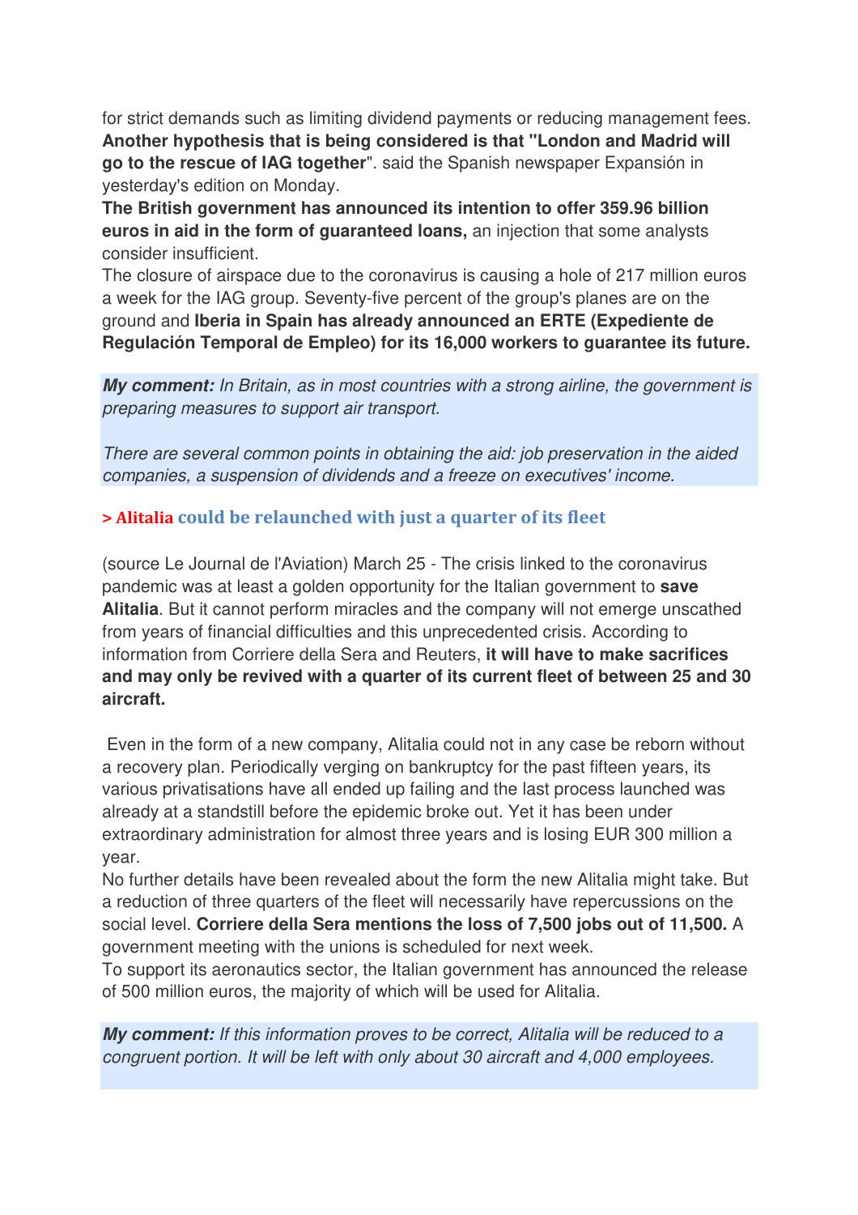for strict demands such as limiting dividend payments or reducing management fees. **Another hypothesis that is being considered is that "London and Madrid will go to the rescue of IAG together**". said the Spanish newspaper Expansión in yesterday's edition on Monday.
**The British government has announced its intention to offer 359.96 billion euros in aid in the form of guaranteed loans,** an injection that some analysts consider insufficient.
The closure of airspace due to the coronavirus is causing a hole of 217 million euros a week for the IAG group. Seventy-five percent of the group's planes are on the ground and **Iberia in Spain has already announced an ERTE (Expediente de Regulación Temporal de Empleo) for its 16,000 workers to guarantee its future.**

***My comment:*** *In Britain, as in most countries with a strong airline, the government is preparing measures to support air transport.*

*There are several common points in obtaining the aid: job preservation in the aided companies, a suspension of dividends and a freeze on executives' income.*

### > Alitalia could be relaunched with just a quarter of its fleet

(source Le Journal de l'Aviation) March 25 - The crisis linked to the coronavirus pandemic was at least a golden opportunity for the Italian government to **save Alitalia**. But it cannot perform miracles and the company will not emerge unscathed from years of financial difficulties and this unprecedented crisis. According to information from Corriere della Sera and Reuters, **it will have to make sacrifices and may only be revived with a quarter of its current fleet of between 25 and 30 aircraft.**

Even in the form of a new company, Alitalia could not in any case be reborn without a recovery plan. Periodically verging on bankruptcy for the past fifteen years, its various privatisations have all ended up failing and the last process launched was already at a standstill before the epidemic broke out. Yet it has been under extraordinary administration for almost three years and is losing EUR 300 million a year.
No further details have been revealed about the form the new Alitalia might take. But a reduction of three quarters of the fleet will necessarily have repercussions on the social level. **Corriere della Sera mentions the loss of 7,500 jobs out of 11,500.** A government meeting with the unions is scheduled for next week.
To support its aeronautics sector, the Italian government has announced the release of 500 million euros, the majority of which will be used for Alitalia.

***My comment:*** *If this information proves to be correct, Alitalia will be reduced to a congruent portion. It will be left with only about 30 aircraft and 4,000 employees.*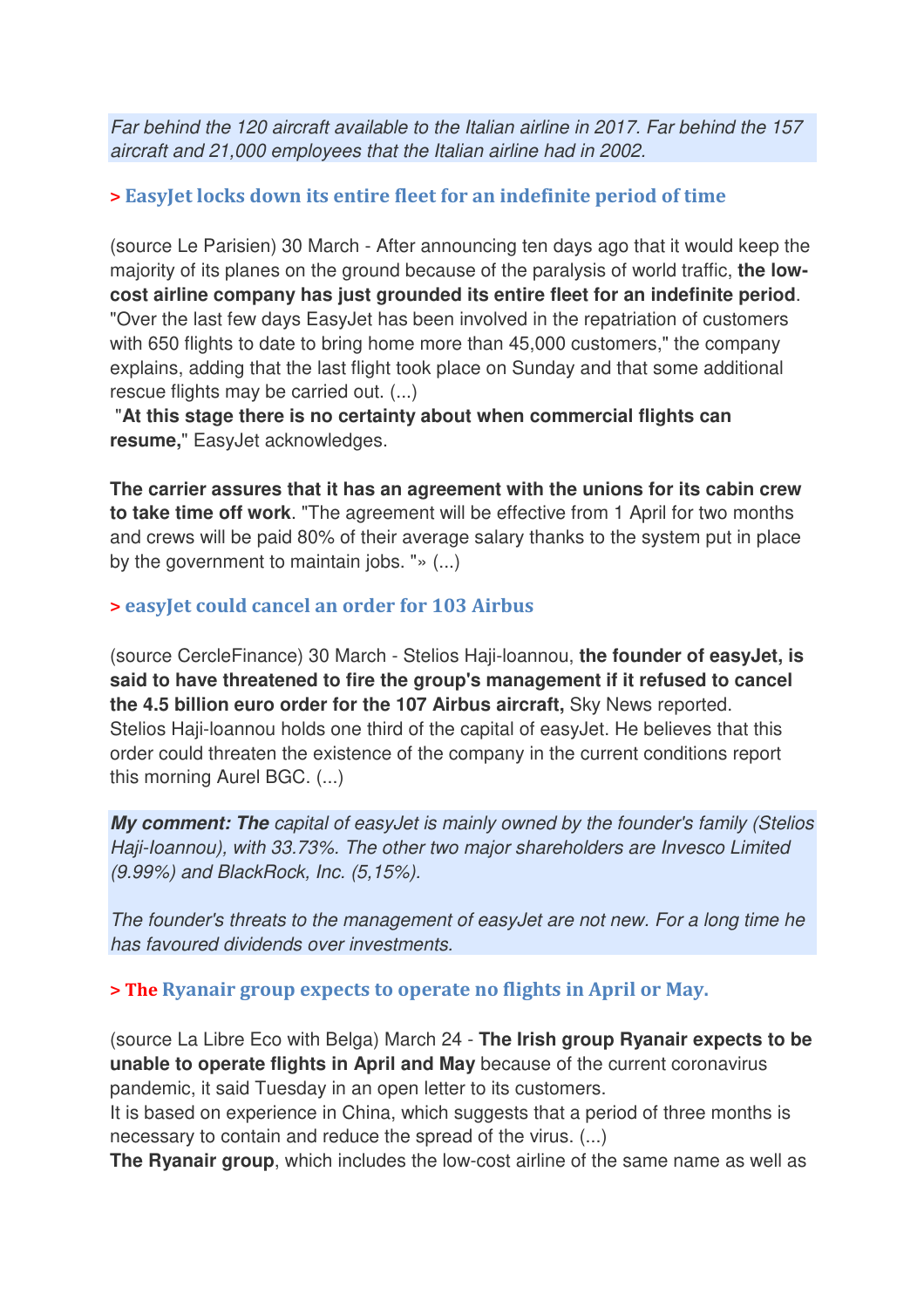*Far behind the 120 aircraft available to the Italian airline in 2017. Far behind the 157 aircraft and 21,000 employees that the Italian airline had in 2002.*

### > EasyJet locks down its entire fleet for an indefinite period of time

(source Le Parisien) 30 March - After announcing ten days ago that it would keep the majority of its planes on the ground because of the paralysis of world traffic, **the low-cost airline company has just grounded its entire fleet for an indefinite period**. "Over the last few days EasyJet has been involved in the repatriation of customers with 650 flights to date to bring home more than 45,000 customers," the company explains, adding that the last flight took place on Sunday and that some additional rescue flights may be carried out. (...)
 "**At this stage there is no certainty about when commercial flights can resume,**" EasyJet acknowledges.

**The carrier assures that it has an agreement with the unions for its cabin crew to take time off work**. "The agreement will be effective from 1 April for two months and crews will be paid 80% of their average salary thanks to the system put in place by the government to maintain jobs. "» (...)

### > easyJet could cancel an order for 103 Airbus

(source CercleFinance) 30 March - Stelios Haji-Ioannou, **the founder of easyJet, is said to have threatened to fire the group's management if it refused to cancel the 4.5 billion euro order for the 107 Airbus aircraft,** Sky News reported. Stelios Haji-Ioannou holds one third of the capital of easyJet. He believes that this order could threaten the existence of the company in the current conditions report this morning Aurel BGC. (...)

***My comment: The*** *capital of easyJet is mainly owned by the founder's family (Stelios Haji-Ioannou), with 33.73%. The other two major shareholders are Invesco Limited (9.99%) and BlackRock, Inc. (5,15%).*

*The founder's threats to the management of easyJet are not new. For a long time he has favoured dividends over investments.*

### > The Ryanair group expects to operate no flights in April or May.

(source La Libre Eco with Belga) March 24 - **The Irish group Ryanair expects to be unable to operate flights in April and May** because of the current coronavirus pandemic, it said Tuesday in an open letter to its customers.
It is based on experience in China, which suggests that a period of three months is necessary to contain and reduce the spread of the virus. (...)
**The Ryanair group**, which includes the low-cost airline of the same name as well as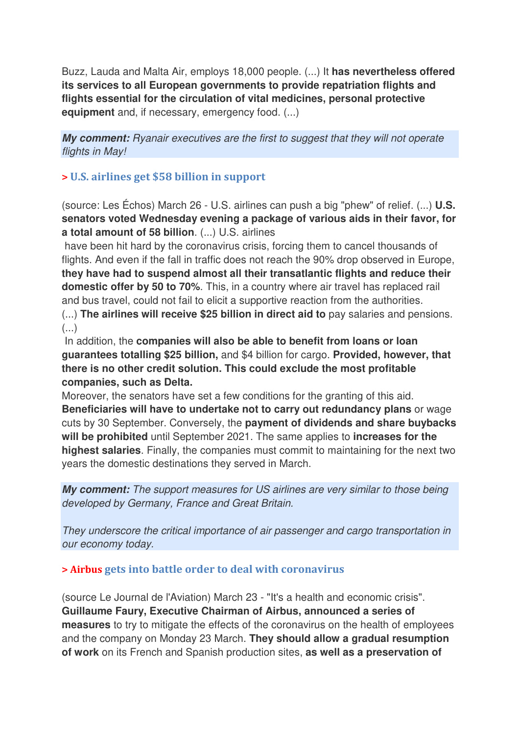Buzz, Lauda and Malta Air, employs 18,000 people. (...) It **has nevertheless offered its services to all European governments to provide repatriation flights and flights essential for the circulation of vital medicines, personal protective equipment** and, if necessary, emergency food. (...)

***My comment:*** *Ryanair executives are the first to suggest that they will not operate flights in May!*

### > U.S. airlines get $58 billion in support

(source: Les Échos) March 26 - U.S. airlines can push a big "phew" of relief. (...) **U.S. senators voted Wednesday evening a package of various aids in their favor, for a total amount of 58 billion**. (...) U.S. airlines have been hit hard by the coronavirus crisis, forcing them to cancel thousands of flights. And even if the fall in traffic does not reach the 90% drop observed in Europe, **they have had to suspend almost all their transatlantic flights and reduce their domestic offer by 50 to 70%**. This, in a country where air travel has replaced rail and bus travel, could not fail to elicit a supportive reaction from the authorities. (...) **The airlines will receive $25 billion in direct aid to** pay salaries and pensions. (...)

In addition, the **companies will also be able to benefit from loans or loan guarantees totalling $25 billion,** and $4 billion for cargo. **Provided, however, that there is no other credit solution. This could exclude the most profitable companies, such as Delta.**

Moreover, the senators have set a few conditions for the granting of this aid. **Beneficiaries will have to undertake not to carry out redundancy plans** or wage cuts by 30 September. Conversely, the **payment of dividends and share buybacks will be prohibited** until September 2021. The same applies to **increases for the highest salaries**. Finally, the companies must commit to maintaining for the next two years the domestic destinations they served in March.

***My comment:*** *The support measures for US airlines are very similar to those being developed by Germany, France and Great Britain.*

*They underscore the critical importance of air passenger and cargo transportation in our economy today.*

### > Airbus gets into battle order to deal with coronavirus

(source Le Journal de l'Aviation) March 23 - "It's a health and economic crisis". **Guillaume Faury, Executive Chairman of Airbus, announced a series of measures** to try to mitigate the effects of the coronavirus on the health of employees and the company on Monday 23 March. **They should allow a gradual resumption of work** on its French and Spanish production sites, **as well as a preservation of**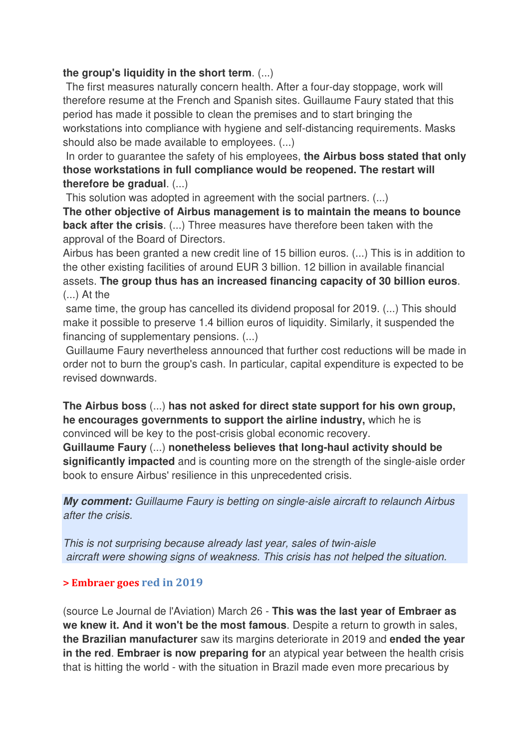**the group's liquidity in the short term**. (...)

The first measures naturally concern health. After a four-day stoppage, work will therefore resume at the French and Spanish sites. Guillaume Faury stated that this period has made it possible to clean the premises and to start bringing the workstations into compliance with hygiene and self-distancing requirements. Masks should also be made available to employees. (...)

In order to guarantee the safety of his employees, **the Airbus boss stated that only those workstations in full compliance would be reopened. The restart will therefore be gradual**. (...)

This solution was adopted in agreement with the social partners. (...)

**The other objective of Airbus management is to maintain the means to bounce back after the crisis**. (...) Three measures have therefore been taken with the approval of the Board of Directors.

Airbus has been granted a new credit line of 15 billion euros. (...) This is in addition to the other existing facilities of around EUR 3 billion. 12 billion in available financial assets. **The group thus has an increased financing capacity of 30 billion euros**. (...) At the same time, the group has cancelled its dividend proposal for 2019. (...) This should make it possible to preserve 1.4 billion euros of liquidity. Similarly, it suspended the financing of supplementary pensions. (...)

Guillaume Faury nevertheless announced that further cost reductions will be made in order not to burn the group's cash. In particular, capital expenditure is expected to be revised downwards.

**The Airbus boss** (...) **has not asked for direct state support for his own group, he encourages governments to support the airline industry,** which he is convinced will be key to the post-crisis global economic recovery.

**Guillaume Faury** (...) **nonetheless believes that long-haul activity should be significantly impacted** and is counting more on the strength of the single-aisle order book to ensure Airbus' resilience in this unprecedented crisis.

***My comment:*** *Guillaume Faury is betting on single-aisle aircraft to relaunch Airbus after the crisis.*

*This is not surprising because already last year, sales of twin-aisle aircraft were showing signs of weakness. This crisis has not helped the situation.*

## > Embraer goes red in 2019

(source Le Journal de l'Aviation) March 26 - **This was the last year of Embraer as we knew it. And it won't be the most famous**. Despite a return to growth in sales, **the Brazilian manufacturer** saw its margins deteriorate in 2019 and **ended the year in the red**. **Embraer is now preparing for** an atypical year between the health crisis that is hitting the world - with the situation in Brazil made even more precarious by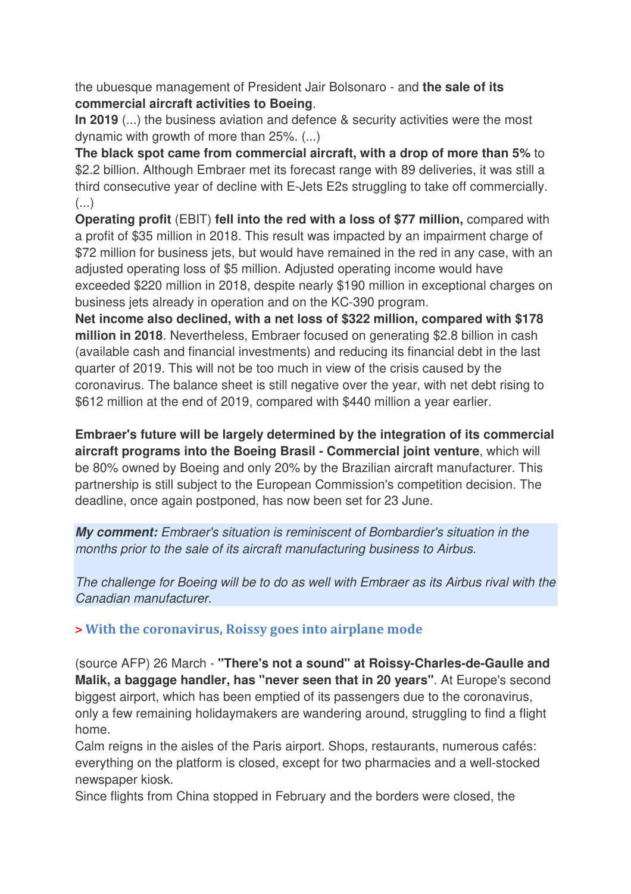the ubuesque management of President Jair Bolsonaro - and **the sale of its commercial aircraft activities to Boeing**.

**In 2019** (...) the business aviation and defence & security activities were the most dynamic with growth of more than 25%. (...)

**The black spot came from commercial aircraft, with a drop of more than 5%** to $2.2 billion. Although Embraer met its forecast range with 89 deliveries, it was still a third consecutive year of decline with E-Jets E2s struggling to take off commercially. (...)

**Operating profit** (EBIT) **fell into the red with a loss of $77 million,** compared with a profit of $35 million in 2018. This result was impacted by an impairment charge of $72 million for business jets, but would have remained in the red in any case, with an adjusted operating loss of $5 million. Adjusted operating income would have exceeded $220 million in 2018, despite nearly $190 million in exceptional charges on business jets already in operation and on the KC-390 program.

**Net income also declined, with a net loss of $322 million, compared with $178 million in 2018**. Nevertheless, Embraer focused on generating $2.8 billion in cash (available cash and financial investments) and reducing its financial debt in the last quarter of 2019. This will not be too much in view of the crisis caused by the coronavirus. The balance sheet is still negative over the year, with net debt rising to $612 million at the end of 2019, compared with $440 million a year earlier.

**Embraer's future will be largely determined by the integration of its commercial aircraft programs into the Boeing Brasil - Commercial joint venture**, which will be 80% owned by Boeing and only 20% by the Brazilian aircraft manufacturer. This partnership is still subject to the European Commission's competition decision. The deadline, once again postponed, has now been set for 23 June.

***My comment:*** *Embraer's situation is reminiscent of Bombardier's situation in the months prior to the sale of its aircraft manufacturing business to Airbus.*

*The challenge for Boeing will be to do as well with Embraer as its Airbus rival with the Canadian manufacturer.*

### > With the coronavirus, Roissy goes into airplane mode

(source AFP) 26 March - **"There's not a sound" at Roissy-Charles-de-Gaulle and Malik, a baggage handler, has "never seen that in 20 years"**. At Europe's second biggest airport, which has been emptied of its passengers due to the coronavirus, only a few remaining holidaymakers are wandering around, struggling to find a flight home.

Calm reigns in the aisles of the Paris airport. Shops, restaurants, numerous cafés: everything on the platform is closed, except for two pharmacies and a well-stocked newspaper kiosk.

Since flights from China stopped in February and the borders were closed, the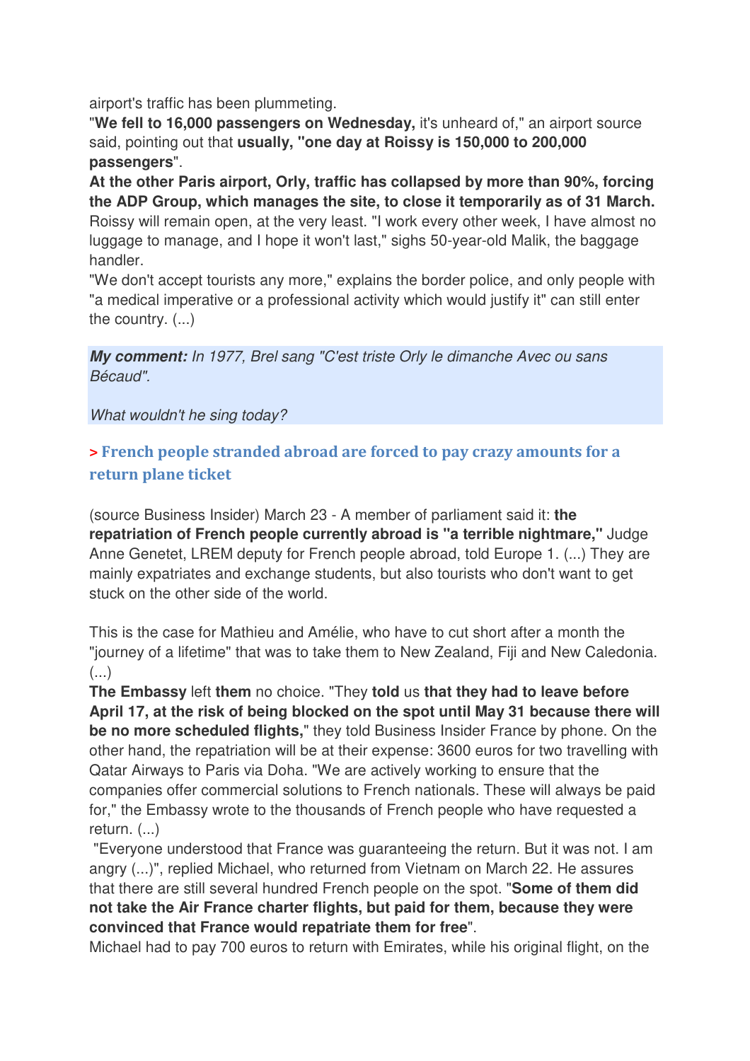airport's traffic has been plummeting.

"**We fell to 16,000 passengers on Wednesday,** it's unheard of," an airport source said, pointing out that **usually, "one day at Roissy is 150,000 to 200,000 passengers**".

**At the other Paris airport, Orly, traffic has collapsed by more than 90%, forcing the ADP Group, which manages the site, to close it temporarily as of 31 March.** Roissy will remain open, at the very least. "I work every other week, I have almost no luggage to manage, and I hope it won't last," sighs 50-year-old Malik, the baggage handler.

"We don't accept tourists any more," explains the border police, and only people with "a medical imperative or a professional activity which would justify it" can still enter the country. (...)

***My comment:*** *In 1977, Brel sang "C'est triste Orly le dimanche Avec ou sans Bécaud".*

*What wouldn't he sing today?*

## > French people stranded abroad are forced to pay crazy amounts for a return plane ticket

(source Business Insider) March 23 - A member of parliament said it: **the repatriation of French people currently abroad is "a terrible nightmare,"** Judge Anne Genetet, LREM deputy for French people abroad, told Europe 1. (...) They are mainly expatriates and exchange students, but also tourists who don't want to get stuck on the other side of the world.

This is the case for Mathieu and Amélie, who have to cut short after a month the "journey of a lifetime" that was to take them to New Zealand, Fiji and New Caledonia. (...)

**The Embassy** left **them** no choice. "They **told** us **that they had to leave before April 17, at the risk of being blocked on the spot until May 31 because there will be no more scheduled flights,**" they told Business Insider France by phone. On the other hand, the repatriation will be at their expense: 3600 euros for two travelling with Qatar Airways to Paris via Doha. "We are actively working to ensure that the companies offer commercial solutions to French nationals. These will always be paid for," the Embassy wrote to the thousands of French people who have requested a return. (...)

"Everyone understood that France was guaranteeing the return. But it was not. I am angry (...)", replied Michael, who returned from Vietnam on March 22. He assures that there are still several hundred French people on the spot. "**Some of them did not take the Air France charter flights, but paid for them, because they were convinced that France would repatriate them for free**".

Michael had to pay 700 euros to return with Emirates, while his original flight, on the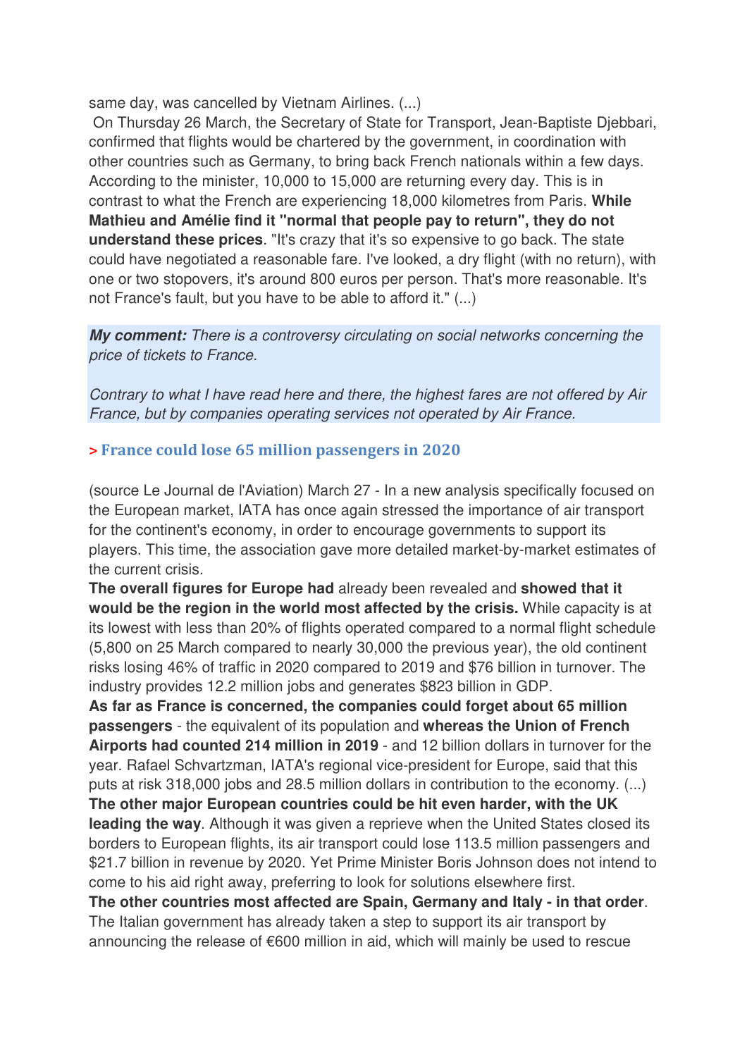same day, was cancelled by Vietnam Airlines. (...)

On Thursday 26 March, the Secretary of State for Transport, Jean-Baptiste Djebbari, confirmed that flights would be chartered by the government, in coordination with other countries such as Germany, to bring back French nationals within a few days. According to the minister, 10,000 to 15,000 are returning every day. This is in contrast to what the French are experiencing 18,000 kilometres from Paris. **While Mathieu and Amélie find it "normal that people pay to return", they do not understand these prices**. "It's crazy that it's so expensive to go back. The state could have negotiated a reasonable fare. I've looked, a dry flight (with no return), with one or two stopovers, it's around 800 euros per person. That's more reasonable. It's not France's fault, but you have to be able to afford it." (...)

***My comment:*** *There is a controversy circulating on social networks concerning the price of tickets to France.*

*Contrary to what I have read here and there, the highest fares are not offered by Air France, but by companies operating services not operated by Air France.*

## > France could lose 65 million passengers in 2020

(source Le Journal de l'Aviation) March 27 - In a new analysis specifically focused on the European market, IATA has once again stressed the importance of air transport for the continent's economy, in order to encourage governments to support its players. This time, the association gave more detailed market-by-market estimates of the current crisis.

**The overall figures for Europe had** already been revealed and **showed that it would be the region in the world most affected by the crisis.** While capacity is at its lowest with less than 20% of flights operated compared to a normal flight schedule (5,800 on 25 March compared to nearly 30,000 the previous year), the old continent risks losing 46% of traffic in 2020 compared to 2019 and $76 billion in turnover. The industry provides 12.2 million jobs and generates $823 billion in GDP.

**As far as France is concerned, the companies could forget about 65 million passengers** - the equivalent of its population and **whereas the Union of French Airports had counted 214 million in 2019** - and 12 billion dollars in turnover for the year. Rafael Schvartzman, IATA's regional vice-president for Europe, said that this puts at risk 318,000 jobs and 28.5 million dollars in contribution to the economy. (...)

**The other major European countries could be hit even harder, with the UK leading the way**. Although it was given a reprieve when the United States closed its borders to European flights, its air transport could lose 113.5 million passengers and $21.7 billion in revenue by 2020. Yet Prime Minister Boris Johnson does not intend to come to his aid right away, preferring to look for solutions elsewhere first.

**The other countries most affected are Spain, Germany and Italy - in that order**. The Italian government has already taken a step to support its air transport by announcing the release of €600 million in aid, which will mainly be used to rescue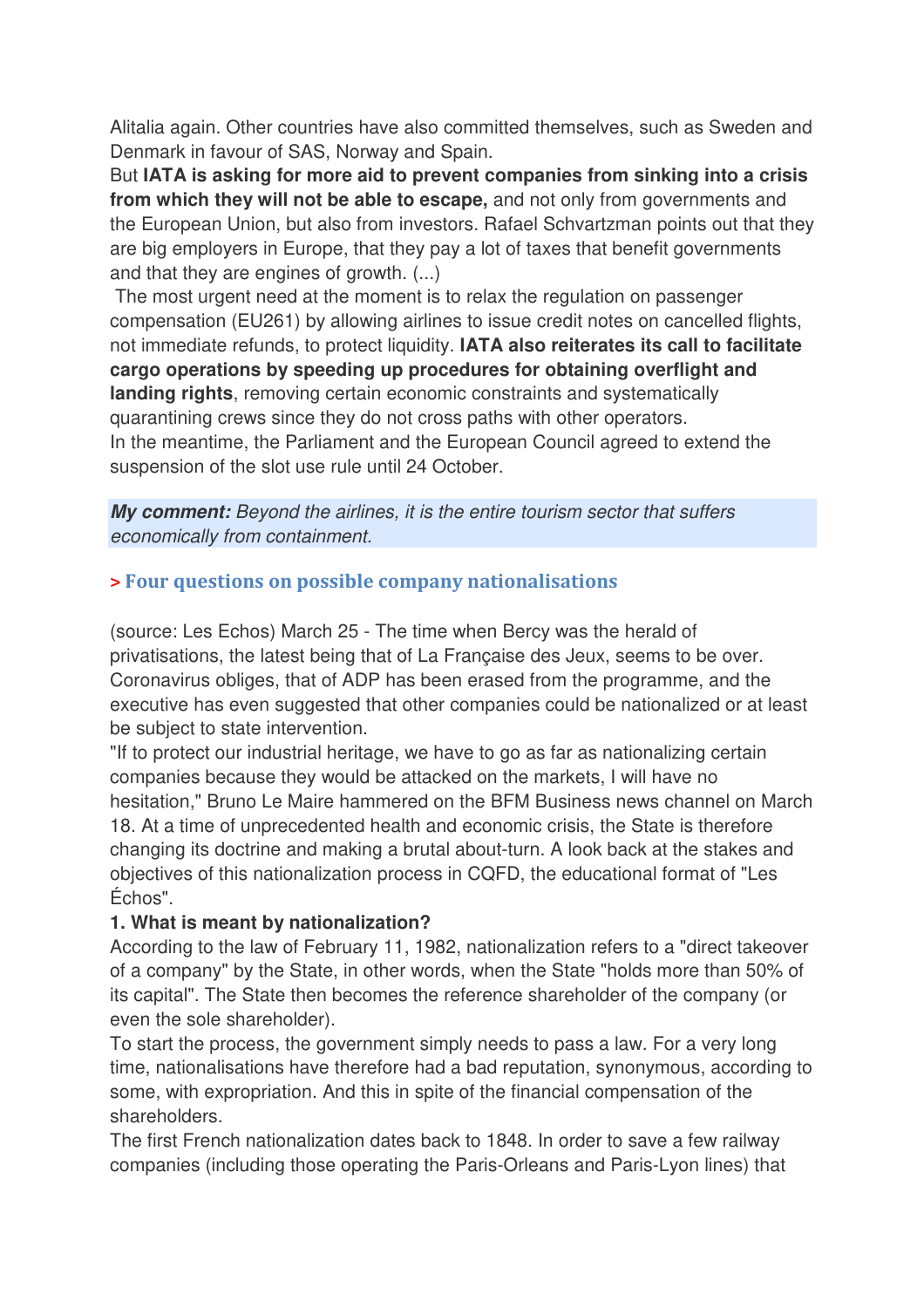Alitalia again. Other countries have also committed themselves, such as Sweden and Denmark in favour of SAS, Norway and Spain.

But **IATA is asking for more aid to prevent companies from sinking into a crisis from which they will not be able to escape,** and not only from governments and the European Union, but also from investors. Rafael Schvartzman points out that they are big employers in Europe, that they pay a lot of taxes that benefit governments and that they are engines of growth. (...)

The most urgent need at the moment is to relax the regulation on passenger compensation (EU261) by allowing airlines to issue credit notes on cancelled flights, not immediate refunds, to protect liquidity. **IATA also reiterates its call to facilitate cargo operations by speeding up procedures for obtaining overflight and landing rights**, removing certain economic constraints and systematically quarantining crews since they do not cross paths with other operators.

In the meantime, the Parliament and the European Council agreed to extend the suspension of the slot use rule until 24 October.

***My comment:*** *Beyond the airlines, it is the entire tourism sector that suffers economically from containment.*

## > Four questions on possible company nationalisations

(source: Les Echos) March 25 - The time when Bercy was the herald of privatisations, the latest being that of La Française des Jeux, seems to be over. Coronavirus obliges, that of ADP has been erased from the programme, and the executive has even suggested that other companies could be nationalized or at least be subject to state intervention.

"If to protect our industrial heritage, we have to go as far as nationalizing certain companies because they would be attacked on the markets, I will have no hesitation," Bruno Le Maire hammered on the BFM Business news channel on March 18. At a time of unprecedented health and economic crisis, the State is therefore changing its doctrine and making a brutal about-turn. A look back at the stakes and objectives of this nationalization process in CQFD, the educational format of "Les Échos".

**1. What is meant by nationalization?**

According to the law of February 11, 1982, nationalization refers to a "direct takeover of a company" by the State, in other words, when the State "holds more than 50% of its capital". The State then becomes the reference shareholder of the company (or even the sole shareholder).

To start the process, the government simply needs to pass a law. For a very long time, nationalisations have therefore had a bad reputation, synonymous, according to some, with expropriation. And this in spite of the financial compensation of the shareholders.

The first French nationalization dates back to 1848. In order to save a few railway companies (including those operating the Paris-Orleans and Paris-Lyon lines) that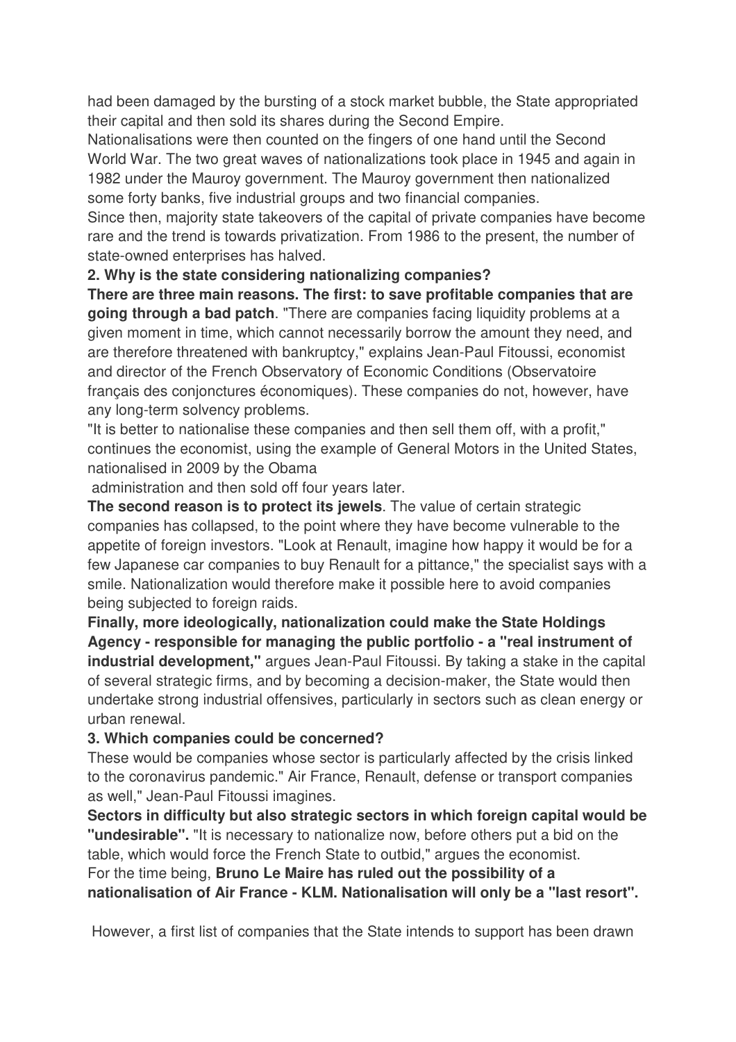had been damaged by the bursting of a stock market bubble, the State appropriated their capital and then sold its shares during the Second Empire.
Nationalisations were then counted on the fingers of one hand until the Second World War. The two great waves of nationalizations took place in 1945 and again in 1982 under the Mauroy government. The Mauroy government then nationalized some forty banks, five industrial groups and two financial companies.
Since then, majority state takeovers of the capital of private companies have become rare and the trend is towards privatization. From 1986 to the present, the number of state-owned enterprises has halved.

**2. Why is the state considering nationalizing companies?**

**There are three main reasons. The first: to save profitable companies that are going through a bad patch**. "There are companies facing liquidity problems at a given moment in time, which cannot necessarily borrow the amount they need, and are therefore threatened with bankruptcy," explains Jean-Paul Fitoussi, economist and director of the French Observatory of Economic Conditions (Observatoire français des conjonctures économiques). These companies do not, however, have any long-term solvency problems.
"It is better to nationalise these companies and then sell them off, with a profit," continues the economist, using the example of General Motors in the United States, nationalised in 2009 by the Obama administration and then sold off four years later.

**The second reason is to protect its jewels**. The value of certain strategic companies has collapsed, to the point where they have become vulnerable to the appetite of foreign investors. "Look at Renault, imagine how happy it would be for a few Japanese car companies to buy Renault for a pittance," the specialist says with a smile. Nationalization would therefore make it possible here to avoid companies being subjected to foreign raids.

**Finally, more ideologically, nationalization could make the State Holdings Agency - responsible for managing the public portfolio - a "real instrument of industrial development,"** argues Jean-Paul Fitoussi. By taking a stake in the capital of several strategic firms, and by becoming a decision-maker, the State would then undertake strong industrial offensives, particularly in sectors such as clean energy or urban renewal.

**3. Which companies could be concerned?**

These would be companies whose sector is particularly affected by the crisis linked to the coronavirus pandemic." Air France, Renault, defense or transport companies as well," Jean-Paul Fitoussi imagines.

**Sectors in difficulty but also strategic sectors in which foreign capital would be "undesirable".** "It is necessary to nationalize now, before others put a bid on the table, which would force the French State to outbid," argues the economist.
For the time being, **Bruno Le Maire has ruled out the possibility of a nationalisation of Air France - KLM. Nationalisation will only be a "last resort".**

However, a first list of companies that the State intends to support has been drawn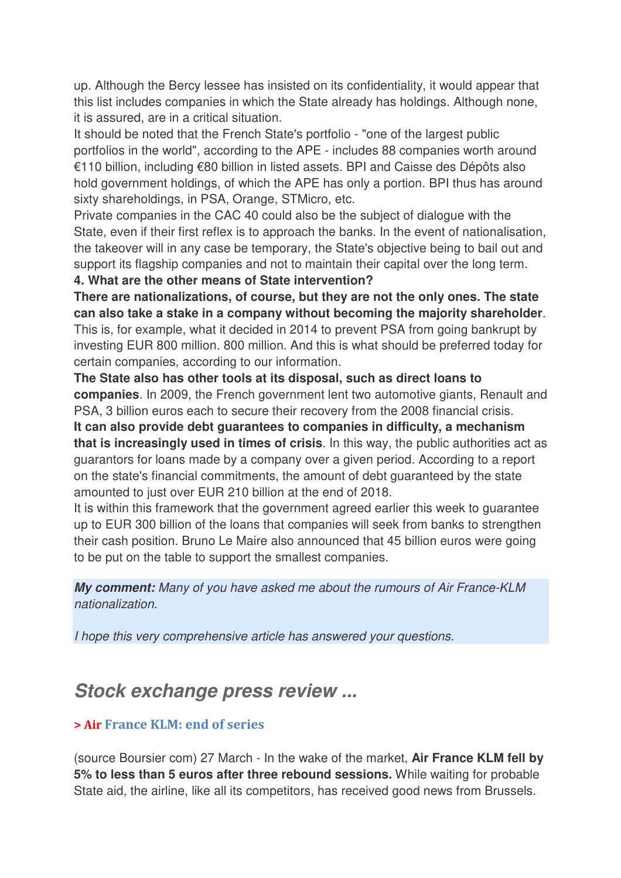up. Although the Bercy lessee has insisted on its confidentiality, it would appear that this list includes companies in which the State already has holdings. Although none, it is assured, are in a critical situation.

It should be noted that the French State's portfolio - "one of the largest public portfolios in the world", according to the APE - includes 88 companies worth around €110 billion, including €80 billion in listed assets. BPI and Caisse des Dépôts also hold government holdings, of which the APE has only a portion. BPI thus has around sixty shareholdings, in PSA, Orange, STMicro, etc.

Private companies in the CAC 40 could also be the subject of dialogue with the State, even if their first reflex is to approach the banks. In the event of nationalisation, the takeover will in any case be temporary, the State's objective being to bail out and support its flagship companies and not to maintain their capital over the long term.

**4. What are the other means of State intervention?**

**There are nationalizations, of course, but they are not the only ones. The state can also take a stake in a company without becoming the majority shareholder**. This is, for example, what it decided in 2014 to prevent PSA from going bankrupt by investing EUR 800 million. 800 million. And this is what should be preferred today for certain companies, according to our information.

**The State also has other tools at its disposal, such as direct loans to companies**. In 2009, the French government lent two automotive giants, Renault and PSA, 3 billion euros each to secure their recovery from the 2008 financial crisis.

**It can also provide debt guarantees to companies in difficulty, a mechanism that is increasingly used in times of crisis**. In this way, the public authorities act as guarantors for loans made by a company over a given period. According to a report on the state's financial commitments, the amount of debt guaranteed by the state amounted to just over EUR 210 billion at the end of 2018.

It is within this framework that the government agreed earlier this week to guarantee up to EUR 300 billion of the loans that companies will seek from banks to strengthen their cash position. Bruno Le Maire also announced that 45 billion euros were going to be put on the table to support the smallest companies.

***My comment:*** *Many of you have asked me about the rumours of Air France-KLM nationalization.*

*I hope this very comprehensive article has answered your questions.*

## *Stock exchange press review ...*

### > Air France KLM: end of series

(source Boursier com) 27 March - In the wake of the market, **Air France KLM fell by 5% to less than 5 euros after three rebound sessions.** While waiting for probable State aid, the airline, like all its competitors, has received good news from Brussels.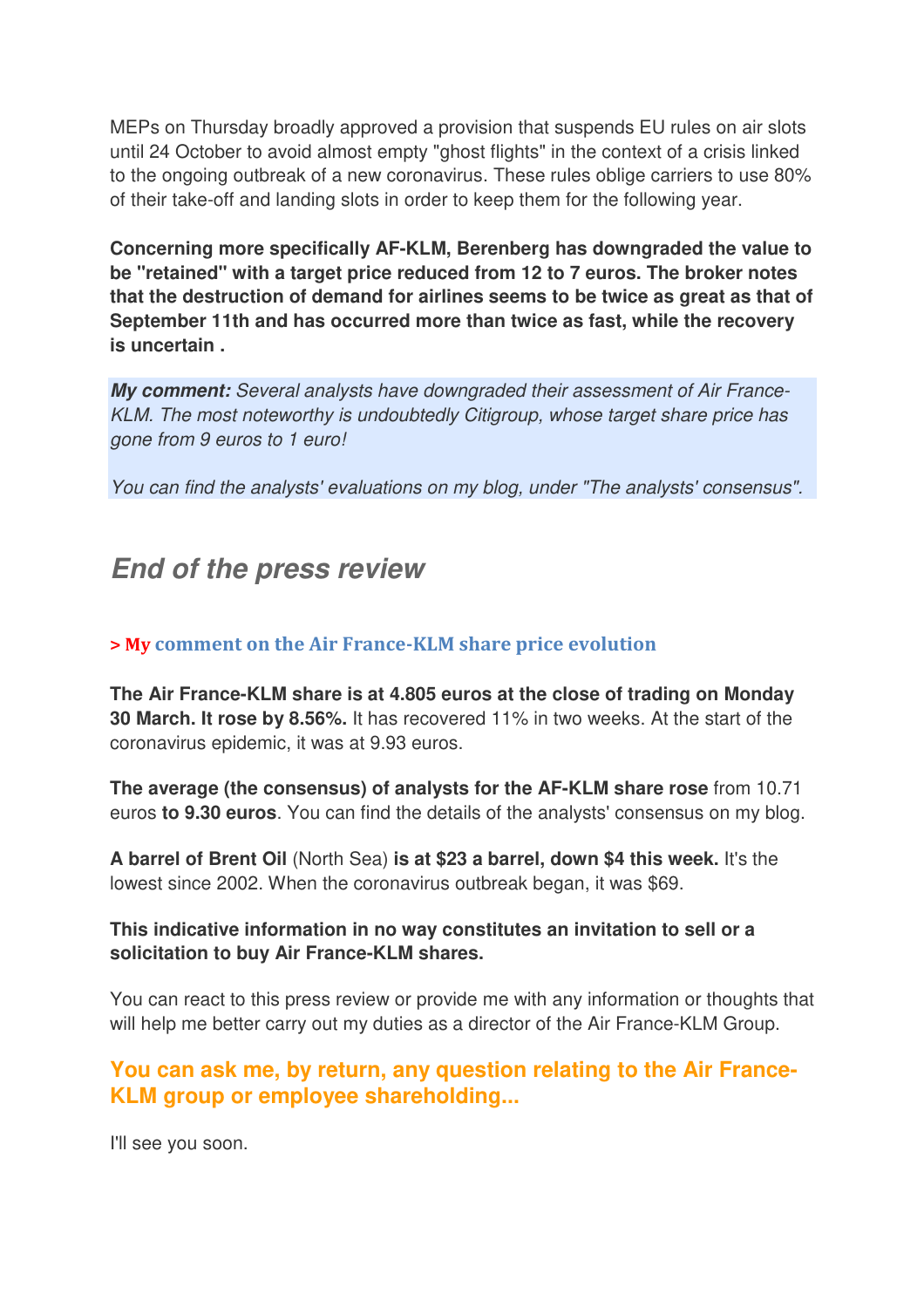MEPs on Thursday broadly approved a provision that suspends EU rules on air slots until 24 October to avoid almost empty "ghost flights" in the context of a crisis linked to the ongoing outbreak of a new coronavirus. These rules oblige carriers to use 80% of their take-off and landing slots in order to keep them for the following year.

**Concerning more specifically AF-KLM, Berenberg has downgraded the value to be "retained" with a target price reduced from 12 to 7 euros. The broker notes that the destruction of demand for airlines seems to be twice as great as that of September 11th and has occurred more than twice as fast, while the recovery is uncertain .**

***My comment:*** *Several analysts have downgraded their assessment of Air France-KLM. The most noteworthy is undoubtedly Citigroup, whose target share price has gone from 9 euros to 1 euro!*

*You can find the analysts' evaluations on my blog, under "The analysts' consensus".*

## *End of the press review*

### > My comment on the Air France-KLM share price evolution

**The Air France-KLM share is at 4.805 euros at the close of trading on Monday 30 March. It rose by 8.56%.** It has recovered 11% in two weeks. At the start of the coronavirus epidemic, it was at 9.93 euros.

**The average (the consensus) of analysts for the AF-KLM share rose** from 10.71 euros **to 9.30 euros**. You can find the details of the analysts' consensus on my blog.

**A barrel of Brent Oil** (North Sea) **is at $23 a barrel, down $4 this week.** It's the lowest since 2002. When the coronavirus outbreak began, it was $69.

**This indicative information in no way constitutes an invitation to sell or a solicitation to buy Air France-KLM shares.**

You can react to this press review or provide me with any information or thoughts that will help me better carry out my duties as a director of the Air France-KLM Group.

### You can ask me, by return, any question relating to the Air France-KLM group or employee shareholding...

I'll see you soon.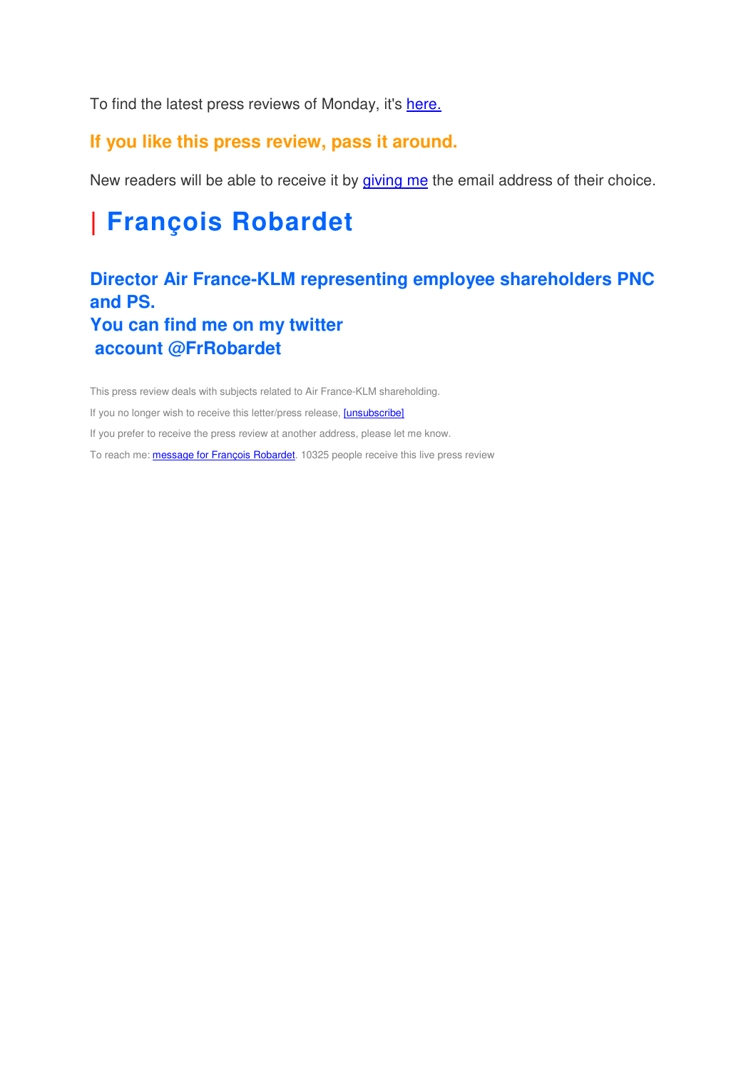To find the latest press reviews of Monday, it's here.

**If you like this press review, pass it around.**

New readers will be able to receive it by giving me the email address of their choice.

# | François Robardet

### Director Air France-KLM representing employee shareholders PNC and PS.
### You can find me on my twitter account @FrRobardet

This press review deals with subjects related to Air France-KLM shareholding.

If you no longer wish to receive this letter/press release, [unsubscribe]

If you prefer to receive the press review at another address, please let me know.

To reach me: message for François Robardet. 10325 people receive this live press review